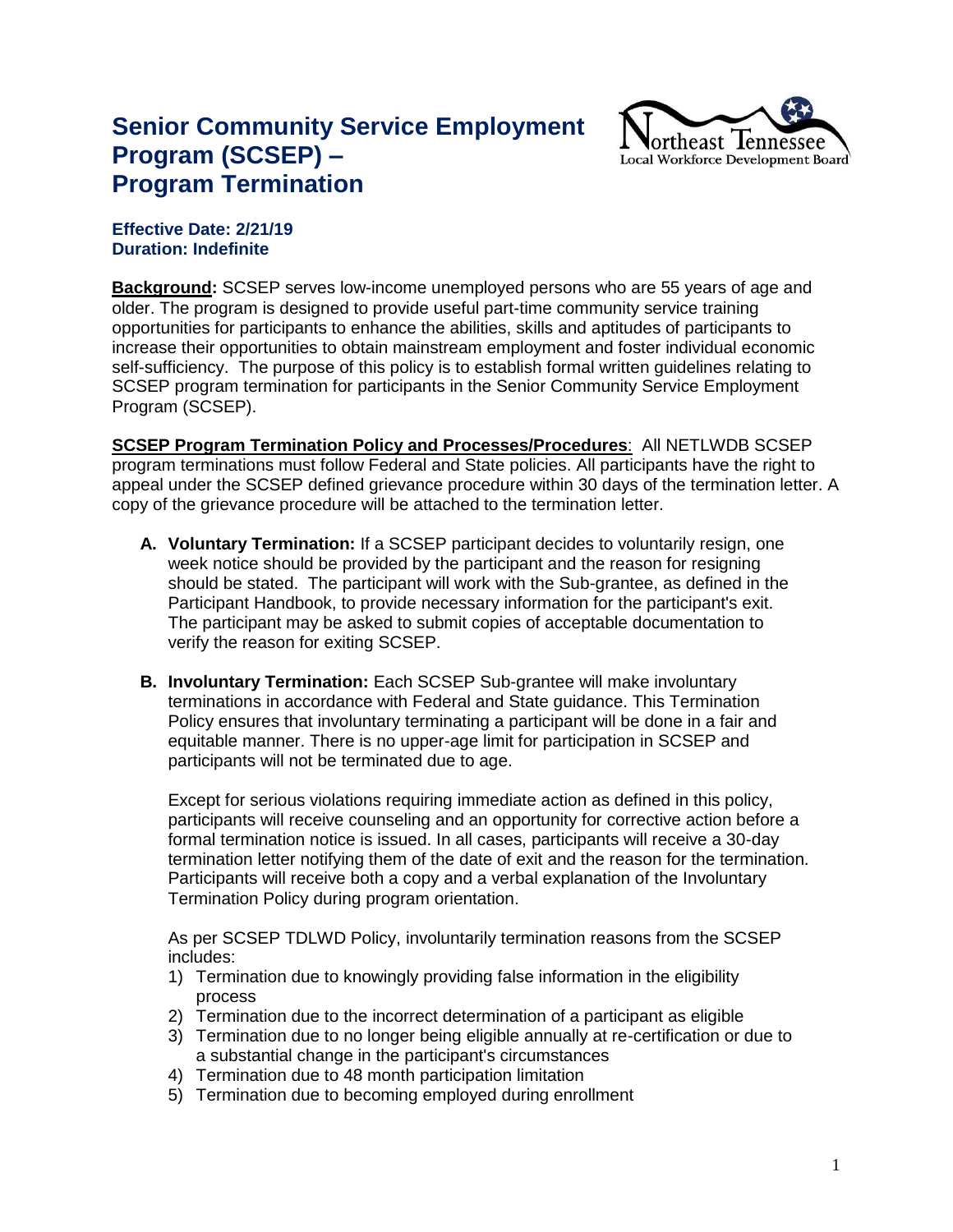# Senior Community Service Employment Program (SCSEP) – Program Termination

**Effective Date: 2/21/19**
**Duration: Indefinite**

**Background:** SCSEP serves low-income unemployed persons who are 55 years of age and older. The program is designed to provide useful part-time community service training opportunities for participants to enhance the abilities, skills and aptitudes of participants to increase their opportunities to obtain mainstream employment and foster individual economic self-sufficiency. The purpose of this policy is to establish formal written guidelines relating to SCSEP program termination for participants in the Senior Community Service Employment Program (SCSEP).

**SCSEP Program Termination Policy and Processes/Procedures**: All NETLWDB SCSEP program terminations must follow Federal and State policies. All participants have the right to appeal under the SCSEP defined grievance procedure within 30 days of the termination letter. A copy of the grievance procedure will be attached to the termination letter.

**A. Voluntary Termination:** If a SCSEP participant decides to voluntarily resign, one week notice should be provided by the participant and the reason for resigning should be stated. The participant will work with the Sub-grantee, as defined in the Participant Handbook, to provide necessary information for the participant's exit. The participant may be asked to submit copies of acceptable documentation to verify the reason for exiting SCSEP.

**B. Involuntary Termination:** Each SCSEP Sub-grantee will make involuntary terminations in accordance with Federal and State guidance. This Termination Policy ensures that involuntary terminating a participant will be done in a fair and equitable manner. There is no upper-age limit for participation in SCSEP and participants will not be terminated due to age.

Except for serious violations requiring immediate action as defined in this policy, participants will receive counseling and an opportunity for corrective action before a formal termination notice is issued. In all cases, participants will receive a 30-day termination letter notifying them of the date of exit and the reason for the termination. Participants will receive both a copy and a verbal explanation of the Involuntary Termination Policy during program orientation.

As per SCSEP TDLWD Policy, involuntarily termination reasons from the SCSEP includes:

1) Termination due to knowingly providing false information in the eligibility process
2) Termination due to the incorrect determination of a participant as eligible
3) Termination due to no longer being eligible annually at re-certification or due to a substantial change in the participant's circumstances
4) Termination due to 48 month participation limitation
5) Termination due to becoming employed during enrollment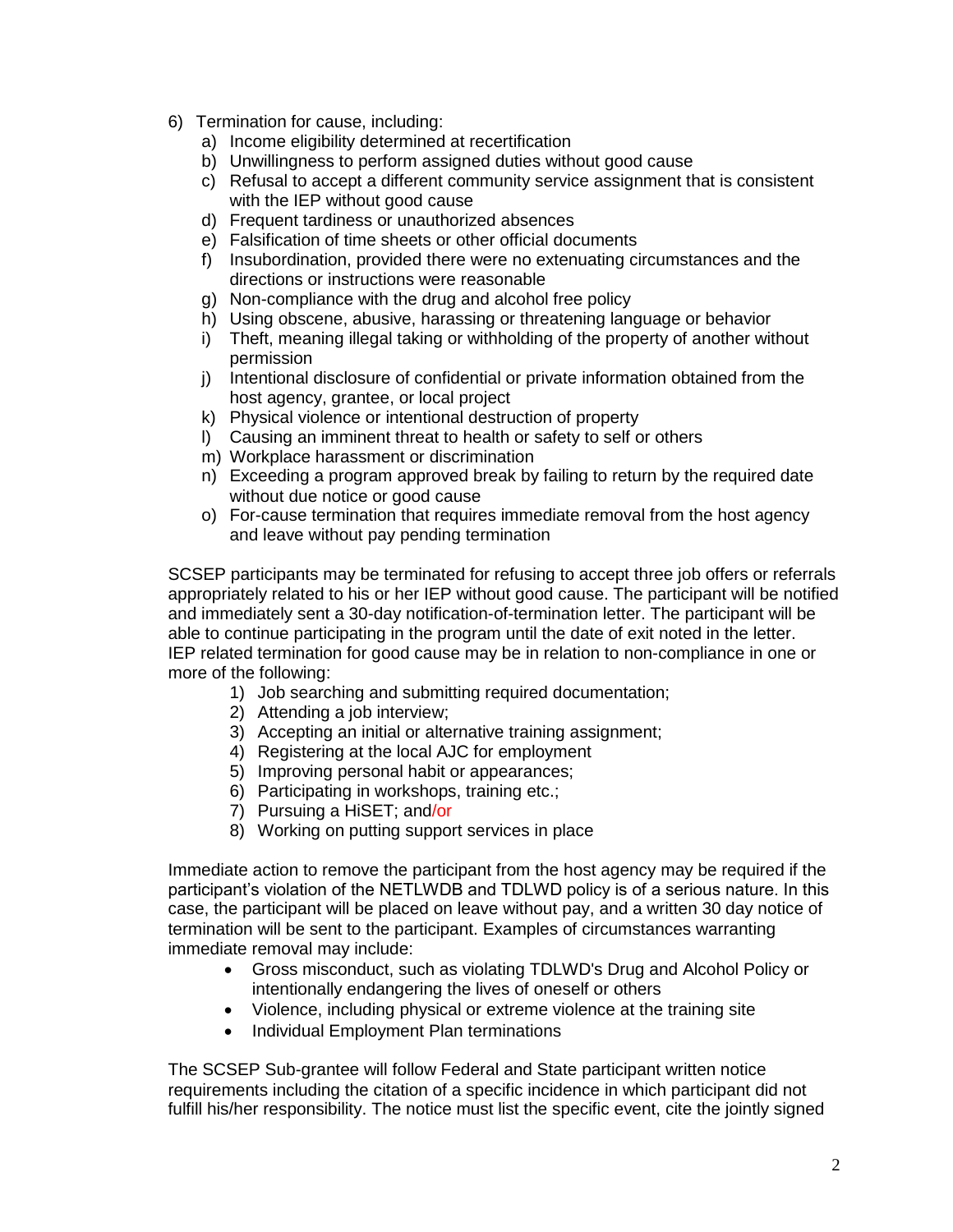6) Termination for cause, including:
   a) Income eligibility determined at recertification
   b) Unwillingness to perform assigned duties without good cause
   c) Refusal to accept a different community service assignment that is consistent with the IEP without good cause
   d) Frequent tardiness or unauthorized absences
   e) Falsification of time sheets or other official documents
   f) Insubordination, provided there were no extenuating circumstances and the directions or instructions were reasonable
   g) Non-compliance with the drug and alcohol free policy
   h) Using obscene, abusive, harassing or threatening language or behavior
   i) Theft, meaning illegal taking or withholding of the property of another without permission
   j) Intentional disclosure of confidential or private information obtained from the host agency, grantee, or local project
   k) Physical violence or intentional destruction of property
   l) Causing an imminent threat to health or safety to self or others
   m) Workplace harassment or discrimination
   n) Exceeding a program approved break by failing to return by the required date without due notice or good cause
   o) For-cause termination that requires immediate removal from the host agency and leave without pay pending termination

SCSEP participants may be terminated for refusing to accept three job offers or referrals appropriately related to his or her IEP without good cause. The participant will be notified and immediately sent a 30-day notification-of-termination letter. The participant will be able to continue participating in the program until the date of exit noted in the letter. IEP related termination for good cause may be in relation to non-compliance in one or more of the following:

1) Job searching and submitting required documentation;
2) Attending a job interview;
3) Accepting an initial or alternative training assignment;
4) Registering at the local AJC for employment
5) Improving personal habit or appearances;
6) Participating in workshops, training etc.;
7) Pursuing a HiSET; and/or
8) Working on putting support services in place

Immediate action to remove the participant from the host agency may be required if the participant's violation of the NETLWDB and TDLWD policy is of a serious nature. In this case, the participant will be placed on leave without pay, and a written 30 day notice of termination will be sent to the participant. Examples of circumstances warranting immediate removal may include:

- Gross misconduct, such as violating TDLWD's Drug and Alcohol Policy or intentionally endangering the lives of oneself or others
- Violence, including physical or extreme violence at the training site
- Individual Employment Plan terminations

The SCSEP Sub-grantee will follow Federal and State participant written notice requirements including the citation of a specific incidence in which participant did not fulfill his/her responsibility. The notice must list the specific event, cite the jointly signed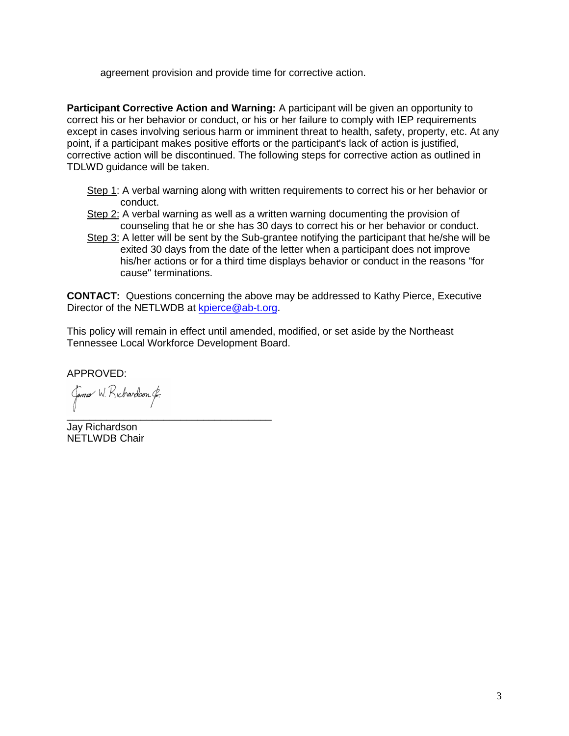agreement provision and provide time for corrective action.

**Participant Corrective Action and Warning:** A participant will be given an opportunity to correct his or her behavior or conduct, or his or her failure to comply with IEP requirements except in cases involving serious harm or imminent threat to health, safety, property, etc. At any point, if a participant makes positive efforts or the participant's lack of action is justified, corrective action will be discontinued. The following steps for corrective action as outlined in TDLWD guidance will be taken.

- Step 1: A verbal warning along with written requirements to correct his or her behavior or conduct.
- Step 2: A verbal warning as well as a written warning documenting the provision of counseling that he or she has 30 days to correct his or her behavior or conduct.
- Step 3: A letter will be sent by the Sub-grantee notifying the participant that he/she will be exited 30 days from the date of the letter when a participant does not improve his/her actions or for a third time displays behavior or conduct in the reasons "for cause" terminations.

**CONTACT:** Questions concerning the above may be addressed to Kathy Pierce, Executive Director of the NETLWDB at kpierce@ab-t.org.

This policy will remain in effect until amended, modified, or set aside by the Northeast Tennessee Local Workforce Development Board.

APPROVED:

James W. Richardson Jr.

___________________________________

Jay Richardson
NETLWDB Chair